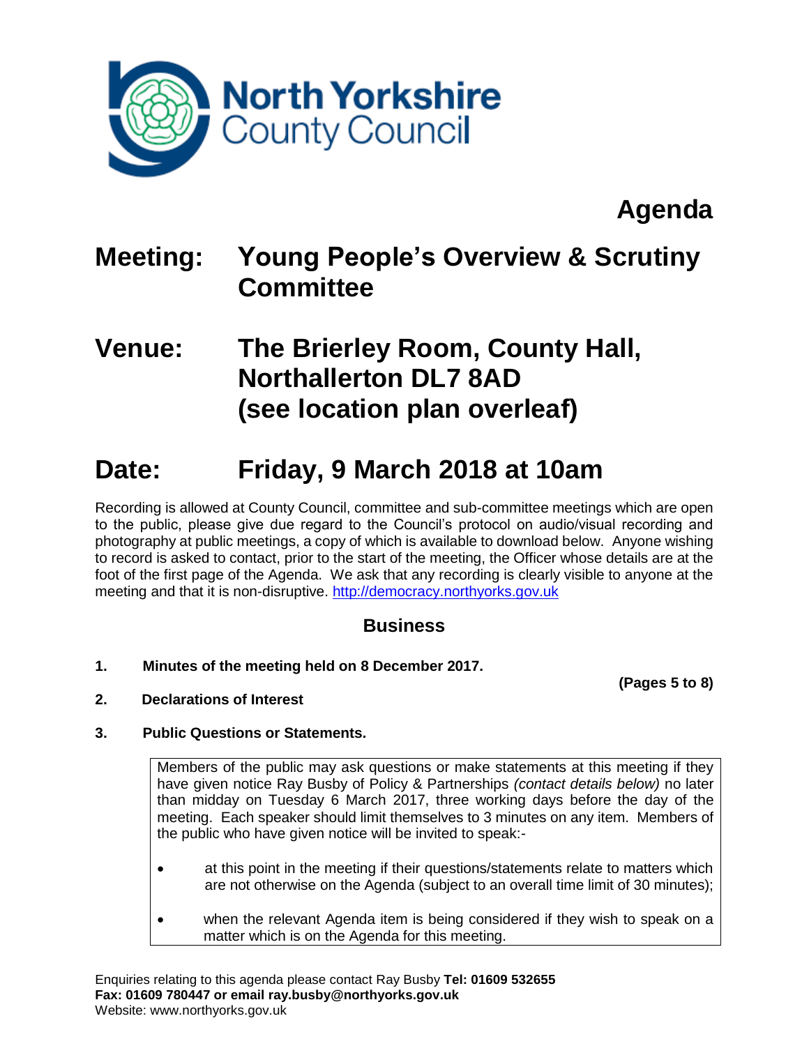North Yorkshire County Council

# Agenda

## Meeting: Young People's Overview & Scrutiny Committee

## Venue: The Brierley Room, County Hall, Northallerton DL7 8AD (see location plan overleaf)

## Date: Friday, 9 March 2018 at 10am

Recording is allowed at County Council, committee and sub-committee meetings which are open to the public, please give due regard to the Council's protocol on audio/visual recording and photography at public meetings, a copy of which is available to download below. Anyone wishing to record is asked to contact, prior to the start of the meeting, the Officer whose details are at the foot of the first page of the Agenda. We ask that any recording is clearly visible to anyone at the meeting and that it is non-disruptive. http://democracy.northyorks.gov.uk

### Business

**1. Minutes of the meeting held on 8 December 2017.**

**(Pages 5 to 8)**

**2. Declarations of Interest**

**3. Public Questions or Statements.**

Members of the public may ask questions or make statements at this meeting if they have given notice Ray Busby of Policy & Partnerships *(contact details below)* no later than midday on Tuesday 6 March 2017, three working days before the day of the meeting. Each speaker should limit themselves to 3 minutes on any item. Members of the public who have given notice will be invited to speak:-

- at this point in the meeting if their questions/statements relate to matters which are not otherwise on the Agenda (subject to an overall time limit of 30 minutes);
- when the relevant Agenda item is being considered if they wish to speak on a matter which is on the Agenda for this meeting.

Enquiries relating to this agenda please contact Ray Busby **Tel: 01609 532655**
**Fax: 01609 780447 or email ray.busby@northyorks.gov.uk**
Website: www.northyorks.gov.uk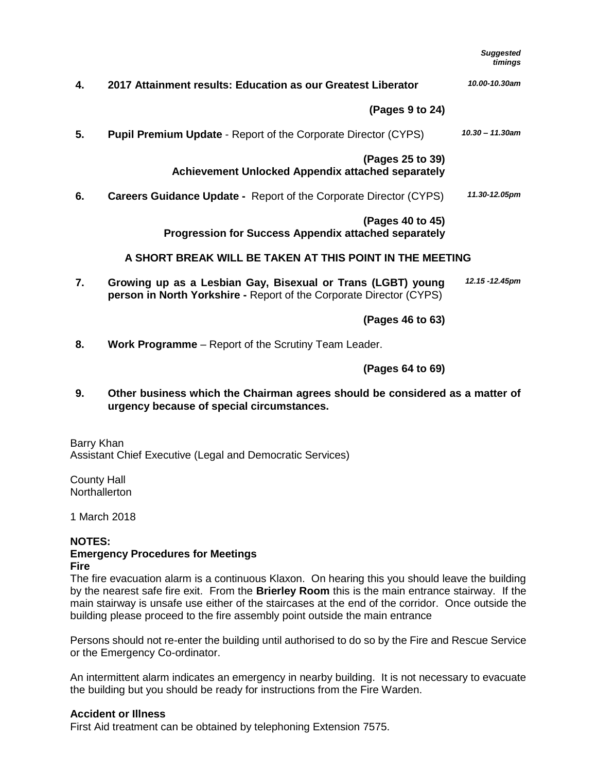*Suggested timings*

**4. 2017 Attainment results: Education as our Greatest Liberator** *10.00-10.30am*

**(Pages 9 to 24)**

**5. Pupil Premium Update** - Report of the Corporate Director (CYPS) *10.30 – 11.30am*

**(Pages 25 to 39)**
**Achievement Unlocked Appendix attached separately**

**6. Careers Guidance Update -** Report of the Corporate Director (CYPS) *11.30-12.05pm*

**(Pages 40 to 45)**
**Progression for Success Appendix attached separately**

**A SHORT BREAK WILL BE TAKEN AT THIS POINT IN THE MEETING**

**7. Growing up as a Lesbian Gay, Bisexual or Trans (LGBT) young person in North Yorkshire -** Report of the Corporate Director (CYPS) *12.15 -12.45pm*

**(Pages 46 to 63)**

**8. Work Programme** – Report of the Scrutiny Team Leader.

**(Pages 64 to 69)**

**9. Other business which the Chairman agrees should be considered as a matter of urgency because of special circumstances.**

Barry Khan
Assistant Chief Executive (Legal and Democratic Services)

County Hall
Northallerton

1 March 2018

**NOTES:**
**Emergency Procedures for Meetings**
**Fire**
The fire evacuation alarm is a continuous Klaxon. On hearing this you should leave the building by the nearest safe fire exit. From the **Brierley Room** this is the main entrance stairway. If the main stairway is unsafe use either of the staircases at the end of the corridor. Once outside the building please proceed to the fire assembly point outside the main entrance

Persons should not re-enter the building until authorised to do so by the Fire and Rescue Service or the Emergency Co-ordinator.

An intermittent alarm indicates an emergency in nearby building. It is not necessary to evacuate the building but you should be ready for instructions from the Fire Warden.

**Accident or Illness**
First Aid treatment can be obtained by telephoning Extension 7575.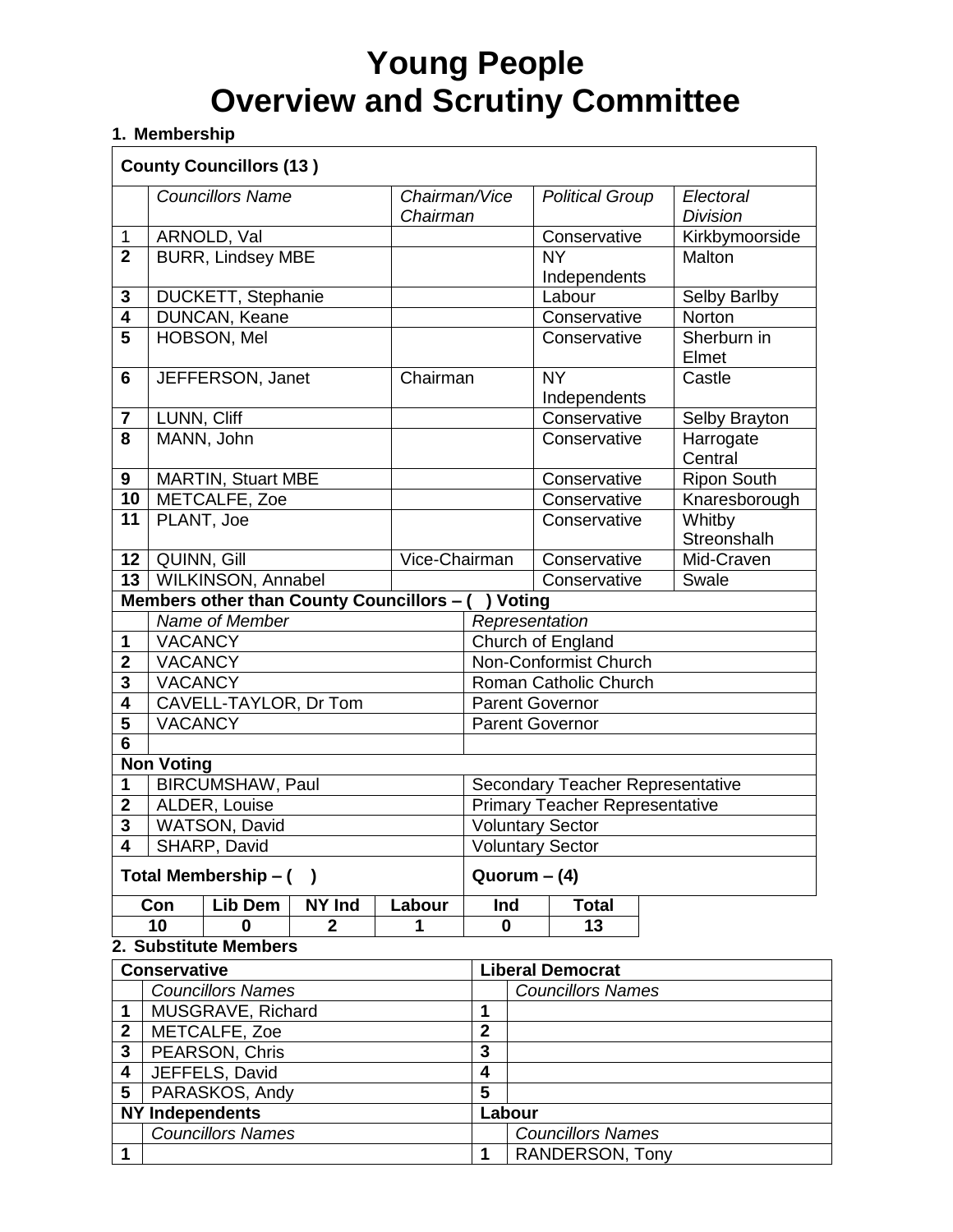# Young People
# Overview and Scrutiny Committee

**1. Membership**

| **County Councillors (13 )** | | | | |
|---|---|---|---|---|
| | *Councillors Name* | *Chairman/Vice Chairman* | *Political Group* | *Electoral Division* |
| 1 | ARNOLD, Val | | Conservative | Kirkbymoorside |
| **2** | BURR, Lindsey MBE | | NY Independents | Malton |
| **3** | DUCKETT, Stephanie | | Labour | Selby Barlby |
| **4** | DUNCAN, Keane | | Conservative | Norton |
| **5** | HOBSON, Mel | | Conservative | Sherburn in Elmet |
| **6** | JEFFERSON, Janet | Chairman | NY Independents | Castle |
| **7** | LUNN, Cliff | | Conservative | Selby Brayton |
| **8** | MANN, John | | Conservative | Harrogate Central |
| **9** | MARTIN, Stuart MBE | | Conservative | Ripon South |
| **10** | METCALFE, Zoe | | Conservative | Knaresborough |
| **11** | PLANT, Joe | | Conservative | Whitby Streonshalh |
| **12** | QUINN, Gill | Vice-Chairman | Conservative | Mid-Craven |
| **13** | WILKINSON, Annabel | | Conservative | Swale |

| **Members other than County Councillors – (   ) Voting** | | |
|---|---|---|
| | *Name of Member* | *Representation* |
| **1** | VACANCY | Church of England |
| **2** | VACANCY | Non-Conformist Church |
| **3** | VACANCY | Roman Catholic Church |
| **4** | CAVELL-TAYLOR, Dr Tom | Parent Governor |
| **5** | VACANCY | Parent Governor |
| **6** | | |
| **Non Voting** | | |
| **1** | BIRCUMSHAW, Paul | Secondary Teacher Representative |
| **2** | ALDER, Louise | Primary Teacher Representative |
| **3** | WATSON, David | Voluntary Sector |
| **4** | SHARP, David | Voluntary Sector |
| **Total Membership – (   )** | | **Quorum – (4)** |

| **Con** | **Lib Dem** | **NY Ind** | **Labour** | **Ind** | **Total** |
|---|---|---|---|---|---|
| **10** | **0** | **2** | **1** | **0** | **13** |

**2. Substitute Members**

| **Conservative** | | **Liberal Democrat** | |
|---|---|---|---|
| | *Councillors Names* | | *Councillors Names* |
| **1** | MUSGRAVE, Richard | **1** | |
| **2** | METCALFE, Zoe | **2** | |
| **3** | PEARSON, Chris | **3** | |
| **4** | JEFFELS, David | **4** | |
| **5** | PARASKOS, Andy | **5** | |
| **NY Independents** | | **Labour** | |
| | *Councillors Names* | | *Councillors Names* |
| **1** | | **1** | RANDERSON, Tony |